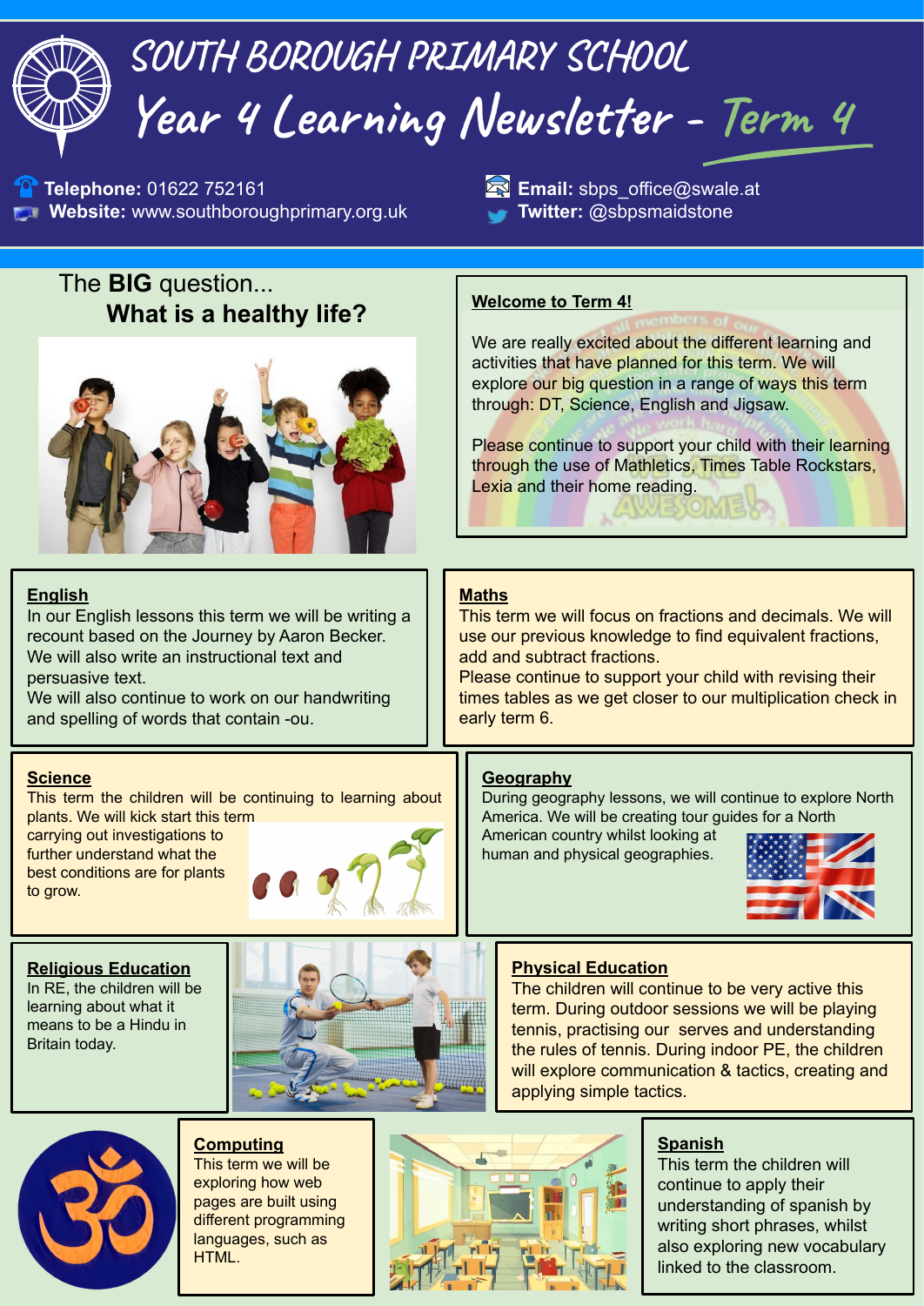# SOUTH BOROUGH PRIMARY SCHOOL

## Year 4 Learning Newsletter - Term 4

**Telephone:** 01622 752161
**Website:** www.southboroughprimary.org.uk
**Email:** sbps_office@swale.at
**Twitter:** @sbpsmaidstone

The **BIG** question...
**What is a healthy life?**

**Welcome to Term 4!**

We are really excited about the different learning and activities that have planned for this term. We will explore our big question in a range of ways this term through: DT, Science, English and Jigsaw.

Please continue to support your child with their learning through the use of Mathletics, Times Table Rockstars, Lexia and their home reading.

**English**

In our English lessons this term we will be writing a recount based on the Journey by Aaron Becker. We will also write an instructional text and persuasive text.
We will also continue to work on our handwriting and spelling of words that contain -ou.

**Maths**

This term we will focus on fractions and decimals. We will use our previous knowledge to find equivalent fractions, add and subtract fractions.
Please continue to support your child with revising their times tables as we get closer to our multiplication check in early term 6.

**Science**

This term the children will be continuing to learning about plants. We will kick start this term carrying out investigations to further understand what the best conditions are for plants to grow.

**Geography**

During geography lessons, we will continue to explore North America. We will be creating tour guides for a North American country whilst looking at human and physical geographies.

**Religious Education**

In RE, the children will be learning about what it means to be a Hindu in Britain today.

**Physical Education**

The children will continue to be very active this term. During outdoor sessions we will be playing tennis, practising our serves and understanding the rules of tennis. During indoor PE, the children will explore communication & tactics, creating and applying simple tactics.

**Computing**

This term we will be exploring how web pages are built using different programming languages, such as HTML.

**Spanish**

This term the children will continue to apply their understanding of spanish by writing short phrases, whilst also exploring new vocabulary linked to the classroom.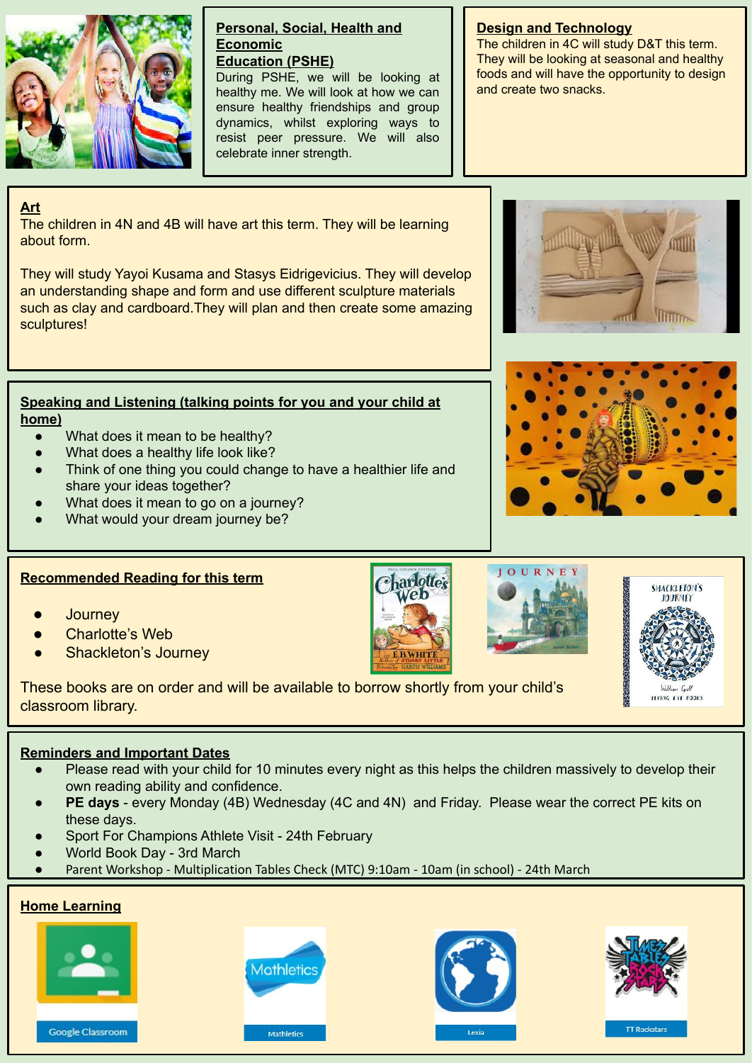## Personal, Social, Health and Economic Education (PSHE)

During PSHE, we will be looking at healthy me. We will look at how we can ensure healthy friendships and group dynamics, whilst exploring ways to resist peer pressure. We will also celebrate inner strength.

## Design and Technology

The children in 4C will study D&T this term. They will be looking at seasonal and healthy foods and will have the opportunity to design and create two snacks.

## Art

The children in 4N and 4B will have art this term. They will be learning about form.

They will study Yayoi Kusama and Stasys Eidrigevicius. They will develop an understanding shape and form and use different sculpture materials such as clay and cardboard.They will plan and then create some amazing sculptures!

## Speaking and Listening (talking points for you and your child at home)

- What does it mean to be healthy?
- What does a healthy life look like?
- Think of one thing you could change to have a healthier life and share your ideas together?
- What does it mean to go on a journey?
- What would your dream journey be?

## Recommended Reading for this term

- Journey
- Charlotte's Web
- Shackleton's Journey

These books are on order and will be available to borrow shortly from your child's classroom library.

## Reminders and Important Dates

- Please read with your child for 10 minutes every night as this helps the children massively to develop their own reading ability and confidence.
- **PE days** - every Monday (4B) Wednesday (4C and 4N) and Friday. Please wear the correct PE kits on these days.
- Sport For Champions Athlete Visit - 24th February
- World Book Day - 3rd March
- Parent Workshop - Multiplication Tables Check (MTC) 9:10am - 10am (in school) - 24th March

## Home Learning

Google Classroom

Mathletics

Lexia

TT Rockstars